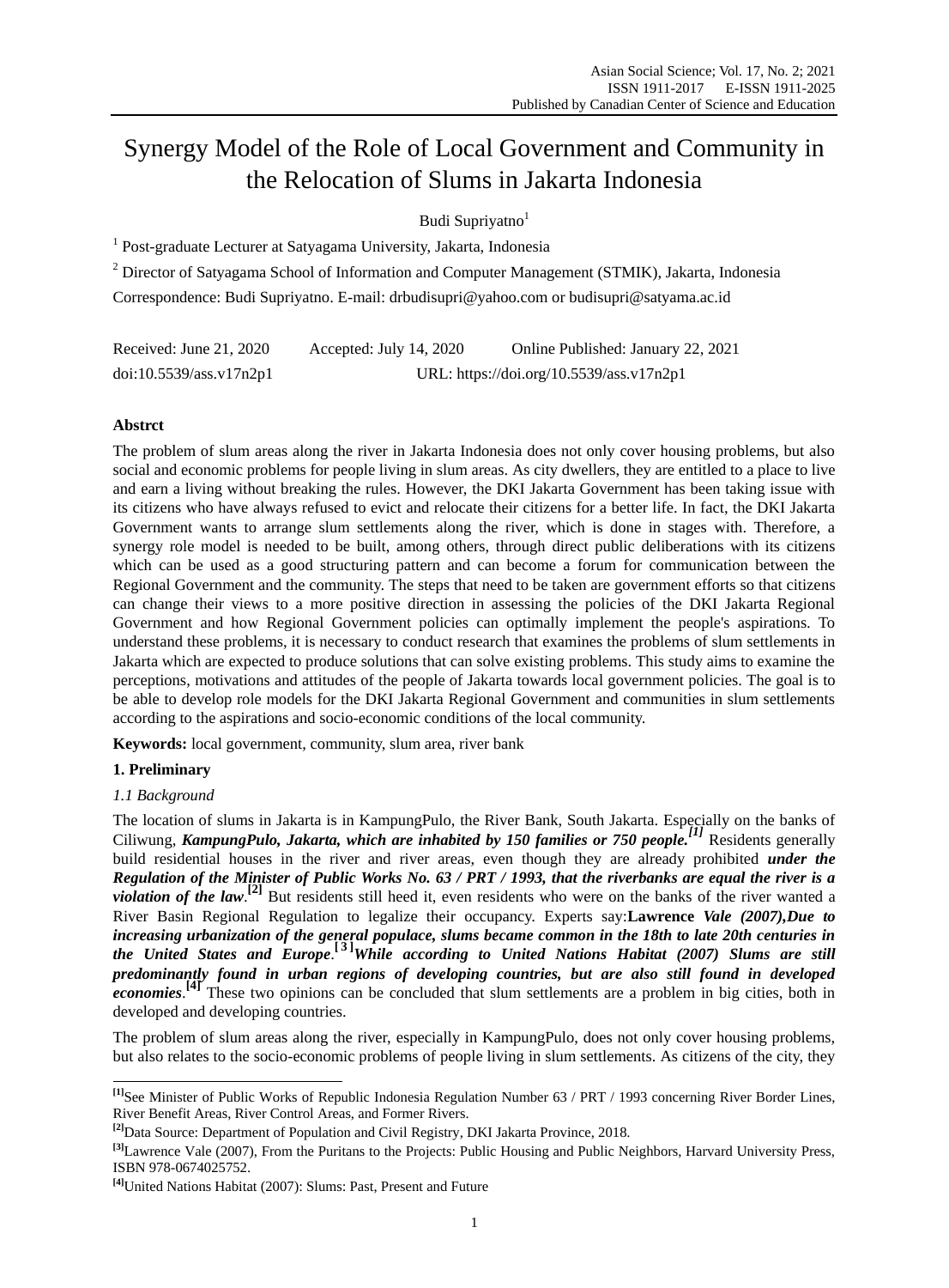# Synergy Model of the Role of Local Government and Community in the Relocation of Slums in Jakarta Indonesia

Budi Supriyatno[1]

[1] Post-graduate Lecturer at Satyagama University, Jakarta, Indonesia

[2] Director of Satyagama School of Information and Computer Management (STMIK), Jakarta, Indonesia

Correspondence: Budi Supriyatno. E-mail: drbudisupri@yahoo.com or budisupri@satyama.ac.id

Received: June 21, 2020 Accepted: July 14, 2020 Online Published: January 22, 2021

doi:10.5539/ass.v17n2p1 URL: https://doi.org/10.5539/ass.v17n2p1

**Abstrct**

The problem of slum areas along the river in Jakarta Indonesia does not only cover housing problems, but also social and economic problems for people living in slum areas. As city dwellers, they are entitled to a place to live and earn a living without breaking the rules. However, the DKI Jakarta Government has been taking issue with its citizens who have always refused to evict and relocate their citizens for a better life. In fact, the DKI Jakarta Government wants to arrange slum settlements along the river, which is done in stages with. Therefore, a synergy role model is needed to be built, among others, through direct public deliberations with its citizens which can be used as a good structuring pattern and can become a forum for communication between the Regional Government and the community. The steps that need to be taken are government efforts so that citizens can change their views to a more positive direction in assessing the policies of the DKI Jakarta Regional Government and how Regional Government policies can optimally implement the people's aspirations. To understand these problems, it is necessary to conduct research that examines the problems of slum settlements in Jakarta which are expected to produce solutions that can solve existing problems. This study aims to examine the perceptions, motivations and attitudes of the people of Jakarta towards local government policies. The goal is to be able to develop role models for the DKI Jakarta Regional Government and communities in slum settlements according to the aspirations and socio-economic conditions of the local community.

**Keywords:** local government, community, slum area, river bank

## 1. Preliminary

### *1.1 Background*

The location of slums in Jakarta is in KampungPulo, the River Bank, South Jakarta. Especially on the banks of Ciliwung, ***KampungPulo, Jakarta, which are inhabited by 150 families or 750 people.[1]*** Residents generally build residential houses in the river and river areas, even though they are already prohibited ***under the Regulation of the Minister of Public Works No. 63 / PRT / 1993, that the riverbanks are equal the river is a violation of the law*.[2]** But residents still heed it, even residents who were on the banks of the river wanted a River Basin Regional Regulation to legalize their occupancy. Experts say:**Lawrence** ***Vale (2007),Due to increasing urbanization of the general populace, slums became common in the 18th to late 20th centuries in the United States and Europe*.[3]*****While according to United Nations Habitat (2007) Slums are still predominantly found in urban regions of developing countries, but are also still found in developed economies*.[4]** These two opinions can be concluded that slum settlements are a problem in big cities, both in developed and developing countries.

The problem of slum areas along the river, especially in KampungPulo, does not only cover housing problems, but also relates to the socio-economic problems of people living in slum settlements. As citizens of the city, they

---

[1]See Minister of Public Works of Republic Indonesia Regulation Number 63 / PRT / 1993 concerning River Border Lines, River Benefit Areas, River Control Areas, and Former Rivers.

[2]Data Source: Department of Population and Civil Registry, DKI Jakarta Province, 2018.

[3]Lawrence Vale (2007), From the Puritans to the Projects: Public Housing and Public Neighbors, Harvard University Press, ISBN 978-0674025752.

[4]United Nations Habitat (2007): Slums: Past, Present and Future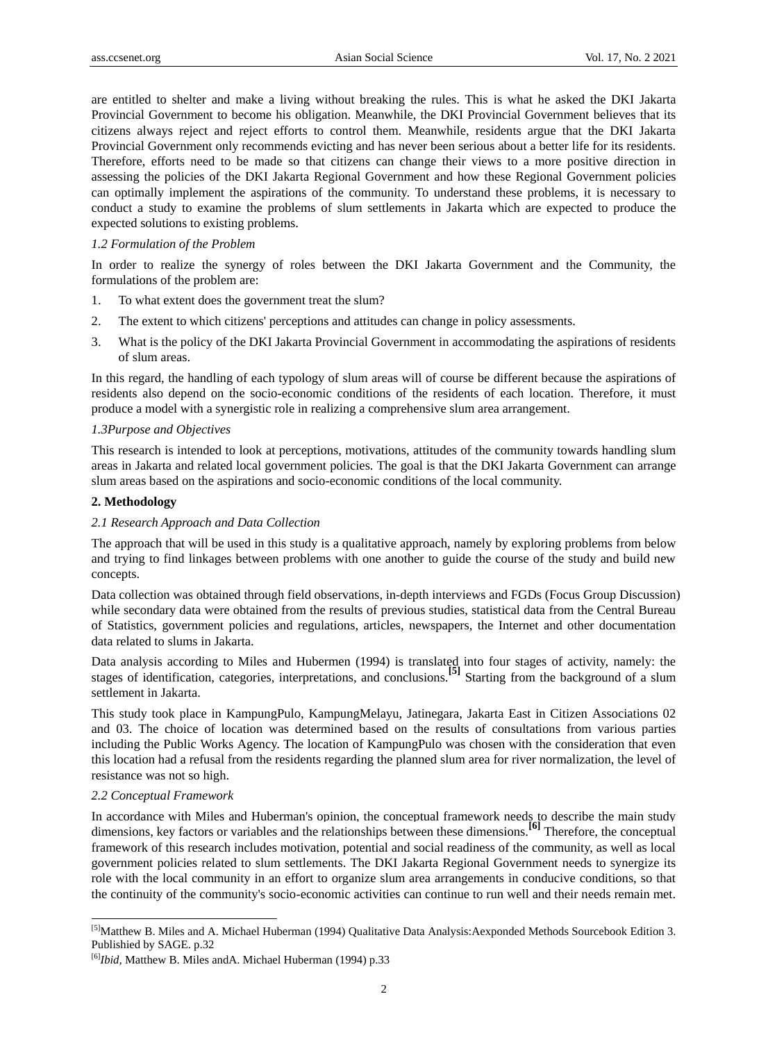are entitled to shelter and make a living without breaking the rules. This is what he asked the DKI Jakarta Provincial Government to become his obligation. Meanwhile, the DKI Provincial Government believes that its citizens always reject and reject efforts to control them. Meanwhile, residents argue that the DKI Jakarta Provincial Government only recommends evicting and has never been serious about a better life for its residents. Therefore, efforts need to be made so that citizens can change their views to a more positive direction in assessing the policies of the DKI Jakarta Regional Government and how these Regional Government policies can optimally implement the aspirations of the community. To understand these problems, it is necessary to conduct a study to examine the problems of slum settlements in Jakarta which are expected to produce the expected solutions to existing problems.

### *1.2 Formulation of the Problem*

In order to realize the synergy of roles between the DKI Jakarta Government and the Community, the formulations of the problem are:

1. To what extent does the government treat the slum?
2. The extent to which citizens' perceptions and attitudes can change in policy assessments.
3. What is the policy of the DKI Jakarta Provincial Government in accommodating the aspirations of residents of slum areas.

In this regard, the handling of each typology of slum areas will of course be different because the aspirations of residents also depend on the socio-economic conditions of the residents of each location. Therefore, it must produce a model with a synergistic role in realizing a comprehensive slum area arrangement.

### *1.3Purpose and Objectives*

This research is intended to look at perceptions, motivations, attitudes of the community towards handling slum areas in Jakarta and related local government policies. The goal is that the DKI Jakarta Government can arrange slum areas based on the aspirations and socio-economic conditions of the local community.

## 2. Methodology

### *2.1 Research Approach and Data Collection*

The approach that will be used in this study is a qualitative approach, namely by exploring problems from below and trying to find linkages between problems with one another to guide the course of the study and build new concepts.

Data collection was obtained through field observations, in-depth interviews and FGDs (Focus Group Discussion) while secondary data were obtained from the results of previous studies, statistical data from the Central Bureau of Statistics, government policies and regulations, articles, newspapers, the Internet and other documentation data related to slums in Jakarta.

Data analysis according to Miles and Hubermen (1994) is translated into four stages of activity, namely: the stages of identification, categories, interpretations, and conclusions.[5] Starting from the background of a slum settlement in Jakarta.

This study took place in KampungPulo, KampungMelayu, Jatinegara, Jakarta East in Citizen Associations 02 and 03. The choice of location was determined based on the results of consultations from various parties including the Public Works Agency. The location of KampungPulo was chosen with the consideration that even this location had a refusal from the residents regarding the planned slum area for river normalization, the level of resistance was not so high.

### *2.2 Conceptual Framework*

In accordance with Miles and Huberman's opinion, the conceptual framework needs to describe the main study dimensions, key factors or variables and the relationships between these dimensions.[6] Therefore, the conceptual framework of this research includes motivation, potential and social readiness of the community, as well as local government policies related to slum settlements. The DKI Jakarta Regional Government needs to synergize its role with the local community in an effort to organize slum area arrangements in conducive conditions, so that the continuity of the community's socio-economic activities can continue to run well and their needs remain met.

---

[5]Matthew B. Miles and A. Michael Huberman (1994) Qualitative Data Analysis:Aexponded Methods Sourcebook Edition 3. Publishied by SAGE. p.32

[6]*Ibid*, Matthew B. Miles andA. Michael Huberman (1994) p.33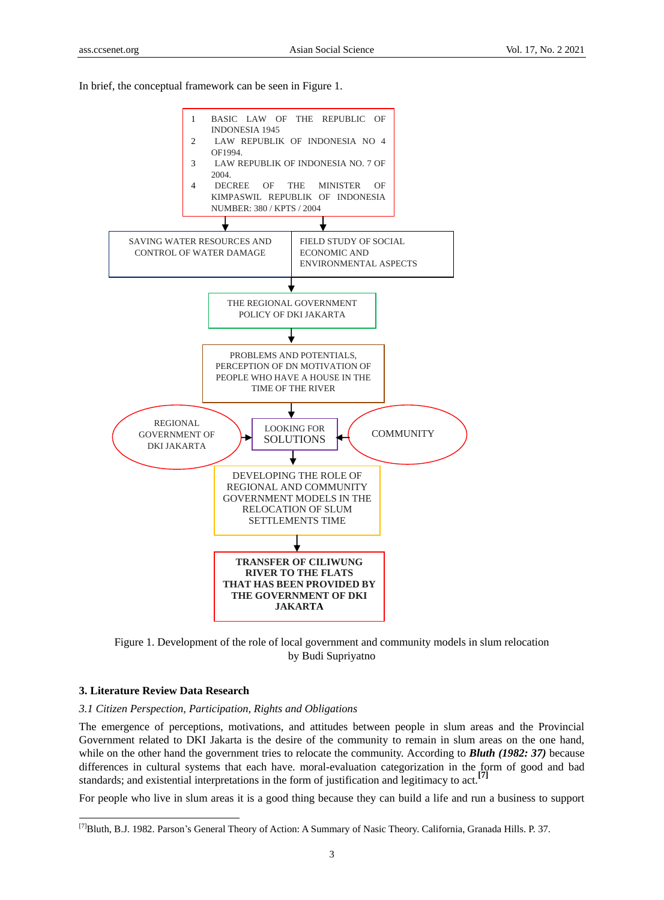In brief, the conceptual framework can be seen in Figure 1.

1. BASIC LAW OF THE REPUBLIC OF INDONESIA 1945
2. LAW REPUBLIK OF INDONESIA NO 4 OF1994.
3. LAW REPUBLIK OF INDONESIA NO. 7 OF 2004.
4. DECREE OF THE MINISTER OF KIMPASWIL REPUBLIK OF INDONESIA NUMBER: 380 / KPTS / 2004

SAVING WATER RESOURCES AND CONTROL OF WATER DAMAGE

FIELD STUDY OF SOCIAL ECONOMIC AND ENVIRONMENTAL ASPECTS

THE REGIONAL GOVERNMENT POLICY OF DKI JAKARTA

PROBLEMS AND POTENTIALS, PERCEPTION OF DN MOTIVATION OF PEOPLE WHO HAVE A HOUSE IN THE TIME OF THE RIVER

REGIONAL GOVERNMENT OF DKI JAKARTA

LOOKING FOR SOLUTIONS

COMMUNITY

DEVELOPING THE ROLE OF REGIONAL AND COMMUNITY GOVERNMENT MODELS IN THE RELOCATION OF SLUM SETTLEMENTS TIME

**TRANSFER OF CILIWUNG RIVER TO THE FLATS THAT HAS BEEN PROVIDED BY THE GOVERNMENT OF DKI JAKARTA**

Figure 1. Development of the role of local government and community models in slum relocation by Budi Supriyatno

## 3. Literature Review Data Research

### *3.1 Citizen Perspection, Participation, Rights and Obligations*

The emergence of perceptions, motivations, and attitudes between people in slum areas and the Provincial Government related to DKI Jakarta is the desire of the community to remain in slum areas on the one hand, while on the other hand the government tries to relocate the community. According to ***Bluth (1982: 37)*** because differences in cultural systems that each have. moral-evaluation categorization in the form of good and bad standards; and existential interpretations in the form of justification and legitimacy to act.**[7]**

For people who live in slum areas it is a good thing because they can build a life and run a business to support

[7]Bluth, B.J. 1982. Parson's General Theory of Action: A Summary of Nasic Theory. California, Granada Hills. P. 37.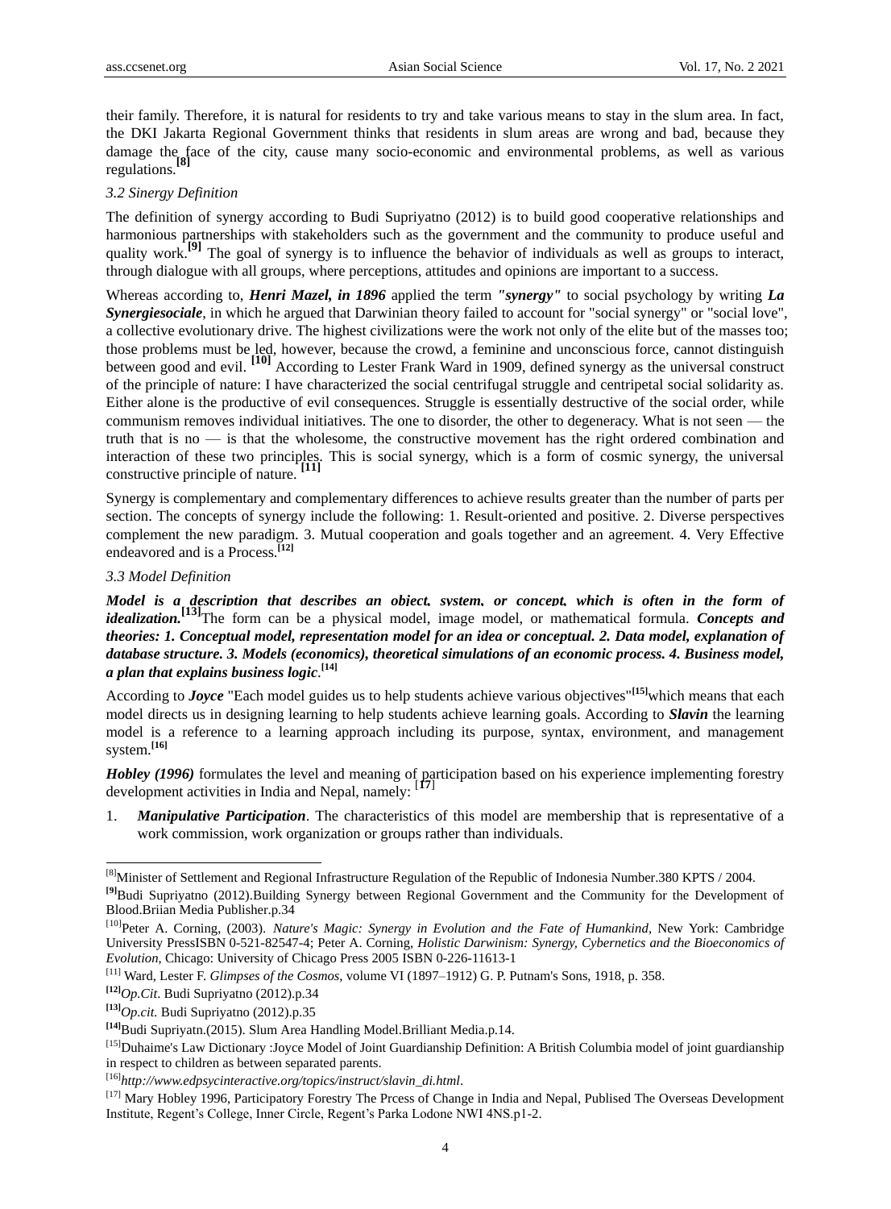their family. Therefore, it is natural for residents to try and take various means to stay in the slum area. In fact, the DKI Jakarta Regional Government thinks that residents in slum areas are wrong and bad, because they damage the face of the city, cause many socio-economic and environmental problems, as well as various regulations.[8]

### *3.2 Sinergy Definition*

The definition of synergy according to Budi Supriyatno (2012) is to build good cooperative relationships and harmonious partnerships with stakeholders such as the government and the community to produce useful and quality work.[9] The goal of synergy is to influence the behavior of individuals as well as groups to interact, through dialogue with all groups, where perceptions, attitudes and opinions are important to a success.

Whereas according to, ***Henri Mazel, in 1896*** applied the term ***"synergy"*** to social psychology by writing ***La Synergiesociale***, in which he argued that Darwinian theory failed to account for "social synergy" or "social love", a collective evolutionary drive. The highest civilizations were the work not only of the elite but of the masses too; those problems must be led, however, because the crowd, a feminine and unconscious force, cannot distinguish between good and evil. [10] According to Lester Frank Ward in 1909, defined synergy as the universal construct of the principle of nature: I have characterized the social centrifugal struggle and centripetal social solidarity as. Either alone is the productive of evil consequences. Struggle is essentially destructive of the social order, while communism removes individual initiatives. The one to disorder, the other to degeneracy. What is not seen — the truth that is no — is that the wholesome, the constructive movement has the right ordered combination and interaction of these two principles. This is social synergy, which is a form of cosmic synergy, the universal constructive principle of nature. [11]

Synergy is complementary and complementary differences to achieve results greater than the number of parts per section. The concepts of synergy include the following: 1. Result-oriented and positive. 2. Diverse perspectives complement the new paradigm. 3. Mutual cooperation and goals together and an agreement. 4. Very Effective endeavored and is a Process.[12]

### *3.3 Model Definition*

***Model is a description that describes an object, system, or concept, which is often in the form of idealization.***[13] The form can be a physical model, image model, or mathematical formula. ***Concepts and theories: 1. Conceptual model, representation model for an idea or conceptual. 2. Data model, explanation of database structure. 3. Models (economics), theoretical simulations of an economic process. 4. Business model, a plan that explains business logic***.[14]

According to ***Joyce*** "Each model guides us to help students achieve various objectives"[15]which means that each model directs us in designing learning to help students achieve learning goals. According to ***Slavin*** the learning model is a reference to a learning approach including its purpose, syntax, environment, and management system.[16]

***Hobley (1996)*** formulates the level and meaning of participation based on his experience implementing forestry development activities in India and Nepal, namely: [17]

1. ***Manipulative Participation***. The characteristics of this model are membership that is representative of a work commission, work organization or groups rather than individuals.

---

[8]Minister of Settlement and Regional Infrastructure Regulation of the Republic of Indonesia Number.380 KPTS / 2004.

[9]Budi Supriyatno (2012).Building Synergy between Regional Government and the Community for the Development of Blood.Briian Media Publisher.p.34

[10]Peter A. Corning, (2003). *Nature's Magic: Synergy in Evolution and the Fate of Humankind*, New York: Cambridge University PressISBN 0-521-82547-4; Peter A. Corning, *Holistic Darwinism: Synergy, Cybernetics and the Bioeconomics of Evolution*, Chicago: University of Chicago Press 2005 ISBN 0-226-11613-1

[11] Ward, Lester F. *Glimpses of the Cosmos*, volume VI (1897–1912) G. P. Putnam's Sons, 1918, p. 358.

[12]*Op.Cit*. Budi Supriyatno (2012).p.34

[13]*Op.cit*. Budi Supriyatno (2012).p.35

[14]Budi Supriyatn.(2015). Slum Area Handling Model.Brilliant Media.p.14.

[15]Duhaime's Law Dictionary :Joyce Model of Joint Guardianship Definition: A British Columbia model of joint guardianship in respect to children as between separated parents.

[16]*http://www.edpsycinteractive.org/topics/instruct/slavin_di.html*.

[17] Mary Hobley 1996, Participatory Forestry The Prcess of Change in India and Nepal, Publised The Overseas Development Institute, Regent's College, Inner Circle, Regent's Parka Lodone NWI 4NS.p1-2.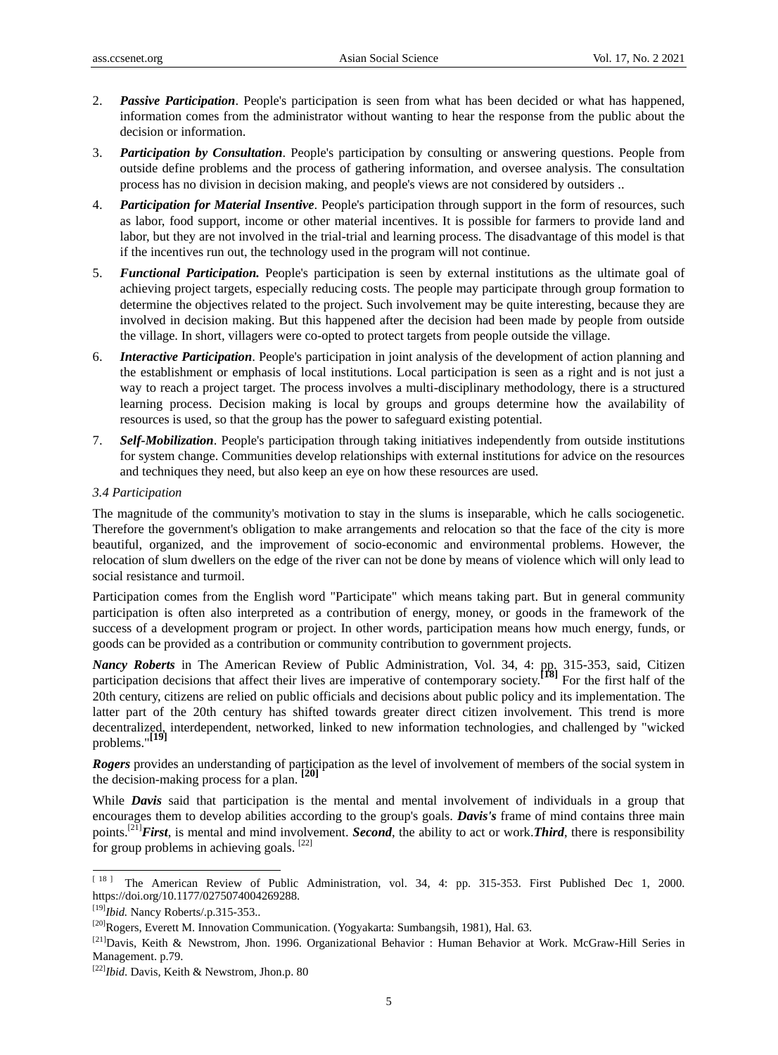2. ***Passive Participation***. People's participation is seen from what has been decided or what has happened, information comes from the administrator without wanting to hear the response from the public about the decision or information.

3. ***Participation by Consultation***. People's participation by consulting or answering questions. People from outside define problems and the process of gathering information, and oversee analysis. The consultation process has no division in decision making, and people's views are not considered by outsiders ..

4. ***Participation for Material Insentive***. People's participation through support in the form of resources, such as labor, food support, income or other material incentives. It is possible for farmers to provide land and labor, but they are not involved in the trial-trial and learning process. The disadvantage of this model is that if the incentives run out, the technology used in the program will not continue.

5. ***Functional Participation.*** People's participation is seen by external institutions as the ultimate goal of achieving project targets, especially reducing costs. The people may participate through group formation to determine the objectives related to the project. Such involvement may be quite interesting, because they are involved in decision making. But this happened after the decision had been made by people from outside the village. In short, villagers were co-opted to protect targets from people outside the village.

6. ***Interactive Participation***. People's participation in joint analysis of the development of action planning and the establishment or emphasis of local institutions. Local participation is seen as a right and is not just a way to reach a project target. The process involves a multi-disciplinary methodology, there is a structured learning process. Decision making is local by groups and groups determine how the availability of resources is used, so that the group has the power to safeguard existing potential.

7. ***Self-Mobilization***. People's participation through taking initiatives independently from outside institutions for system change. Communities develop relationships with external institutions for advice on the resources and techniques they need, but also keep an eye on how these resources are used.

### *3.4 Participation*

The magnitude of the community's motivation to stay in the slums is inseparable, which he calls sociogenetic. Therefore the government's obligation to make arrangements and relocation so that the face of the city is more beautiful, organized, and the improvement of socio-economic and environmental problems. However, the relocation of slum dwellers on the edge of the river can not be done by means of violence which will only lead to social resistance and turmoil.

Participation comes from the English word "Participate" which means taking part. But in general community participation is often also interpreted as a contribution of energy, money, or goods in the framework of the success of a development program or project. In other words, participation means how much energy, funds, or goods can be provided as a contribution or community contribution to government projects.

***Nancy Roberts*** in The American Review of Public Administration, Vol. 34, 4: pp. 315-353, said, Citizen participation decisions that affect their lives are imperative of contemporary society.**[18]** For the first half of the 20th century, citizens are relied on public officials and decisions about public policy and its implementation. The latter part of the 20th century has shifted towards greater direct citizen involvement. This trend is more decentralized, interdependent, networked, linked to new information technologies, and challenged by "wicked problems."**[19]**

***Rogers*** provides an understanding of participation as the level of involvement of members of the social system in the decision-making process for a plan. **[20]**

While ***Davis*** said that participation is the mental and mental involvement of individuals in a group that encourages them to develop abilities according to the group's goals. ***Davis's*** frame of mind contains three main points.[21]***First***, is mental and mind involvement. ***Second***, the ability to act or work.***Third***, there is responsibility for group problems in achieving goals. [22]

---

[18] The American Review of Public Administration, vol. 34, 4: pp. 315-353. First Published Dec 1, 2000. https://doi.org/10.1177/0275074004269288.

[19]*Ibid.* Nancy Roberts/.p.315-353..

[20]Rogers, Everett M. Innovation Communication. (Yogyakarta: Sumbangsih, 1981), Hal. 63.

[21]Davis, Keith & Newstrom, Jhon. 1996. Organizational Behavior : Human Behavior at Work. McGraw-Hill Series in Management. p.79.

[22]*Ibid*. Davis, Keith & Newstrom, Jhon.p. 80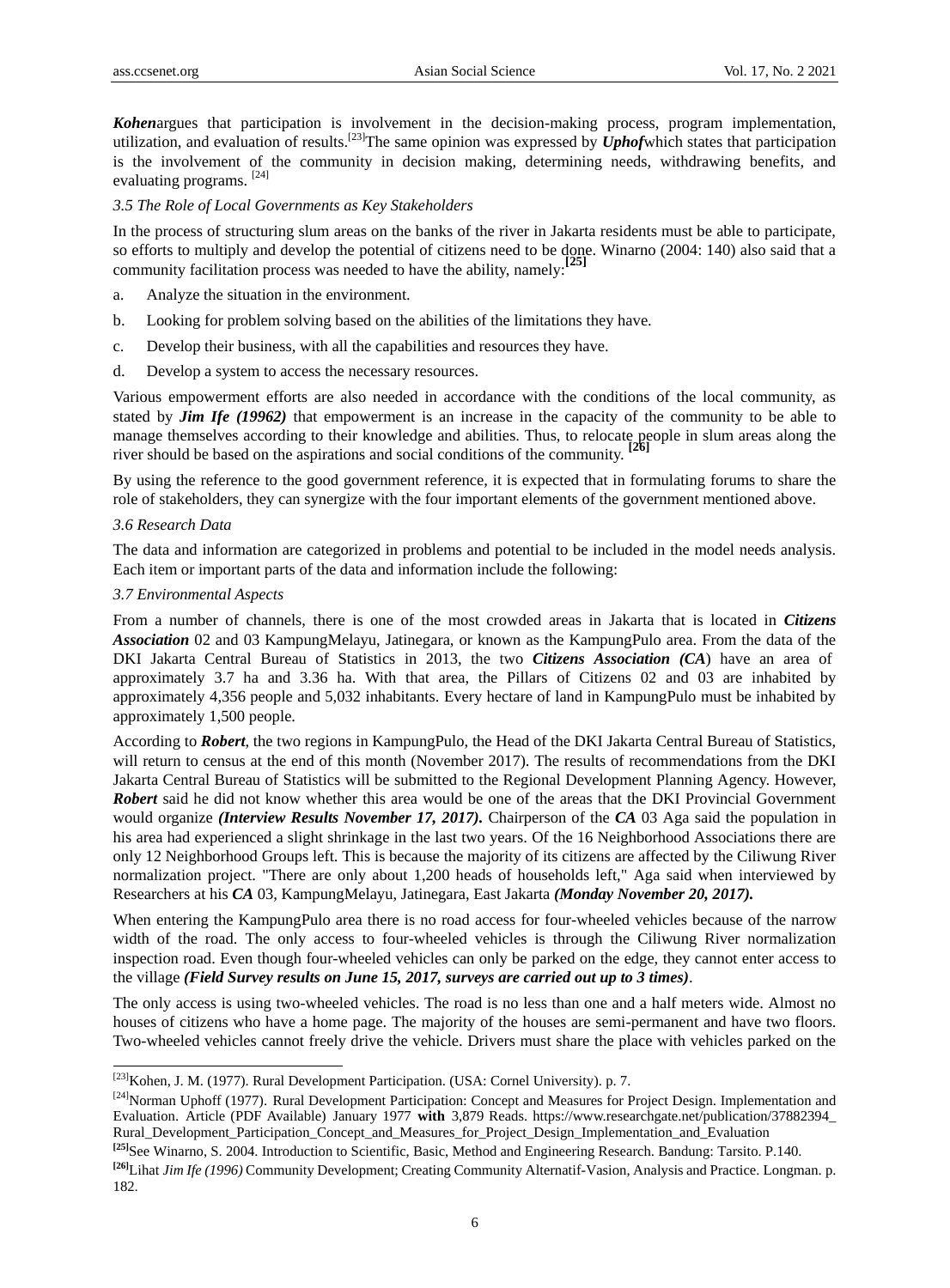***Kohen***argues that participation is involvement in the decision-making process, program implementation, utilization, and evaluation of results.[23]The same opinion was expressed by ***Uphof***which states that participation is the involvement of the community in decision making, determining needs, withdrawing benefits, and evaluating programs. [24]

*3.5 The Role of Local Governments as Key Stakeholders*

In the process of structuring slum areas on the banks of the river in Jakarta residents must be able to participate, so efforts to multiply and develop the potential of citizens need to be done. Winarno (2004: 140) also said that a community facilitation process was needed to have the ability, namely:[25]

a. Analyze the situation in the environment.

b. Looking for problem solving based on the abilities of the limitations they have.

c. Develop their business, with all the capabilities and resources they have.

d. Develop a system to access the necessary resources.

Various empowerment efforts are also needed in accordance with the conditions of the local community, as stated by ***Jim Ife (19962)*** that empowerment is an increase in the capacity of the community to be able to manage themselves according to their knowledge and abilities. Thus, to relocate people in slum areas along the river should be based on the aspirations and social conditions of the community. [26]

By using the reference to the good government reference, it is expected that in formulating forums to share the role of stakeholders, they can synergize with the four important elements of the government mentioned above.

*3.6 Research Data*

The data and information are categorized in problems and potential to be included in the model needs analysis. Each item or important parts of the data and information include the following:

*3.7 Environmental Aspects*

From a number of channels, there is one of the most crowded areas in Jakarta that is located in ***Citizens Association*** 02 and 03 KampungMelayu, Jatinegara, or known as the KampungPulo area. From the data of the DKI Jakarta Central Bureau of Statistics in 2013, the two ***Citizens Association (CA***) have an area of approximately 3.7 ha and 3.36 ha. With that area, the Pillars of Citizens 02 and 03 are inhabited by approximately 4,356 people and 5,032 inhabitants. Every hectare of land in KampungPulo must be inhabited by approximately 1,500 people.

According to ***Robert***, the two regions in KampungPulo, the Head of the DKI Jakarta Central Bureau of Statistics, will return to census at the end of this month (November 2017). The results of recommendations from the DKI Jakarta Central Bureau of Statistics will be submitted to the Regional Development Planning Agency. However, ***Robert*** said he did not know whether this area would be one of the areas that the DKI Provincial Government would organize ***(Interview Results November 17, 2017).*** Chairperson of the ***CA*** 03 Aga said the population in his area had experienced a slight shrinkage in the last two years. Of the 16 Neighborhood Associations there are only 12 Neighborhood Groups left. This is because the majority of its citizens are affected by the Ciliwung River normalization project. "There are only about 1,200 heads of households left," Aga said when interviewed by Researchers at his ***CA*** 03, KampungMelayu, Jatinegara, East Jakarta ***(Monday November 20, 2017).***

When entering the KampungPulo area there is no road access for four-wheeled vehicles because of the narrow width of the road. The only access to four-wheeled vehicles is through the Ciliwung River normalization inspection road. Even though four-wheeled vehicles can only be parked on the edge, they cannot enter access to the village ***(Field Survey results on June 15, 2017, surveys are carried out up to 3 times)***.

The only access is using two-wheeled vehicles. The road is no less than one and a half meters wide. Almost no houses of citizens who have a home page. The majority of the houses are semi-permanent and have two floors. Two-wheeled vehicles cannot freely drive the vehicle. Drivers must share the place with vehicles parked on the

---

[23]Kohen, J. M. (1977). Rural Development Participation. (USA: Cornel University). p. 7.

[24]Norman Uphoff (1977). Rural Development Participation: Concept and Measures for Project Design. Implementation and Evaluation. Article (PDF Available) January 1977 **with** 3,879 Reads. https://www.researchgate.net/publication/37882394_Rural_Development_Participation_Concept_and_Measures_for_Project_Design_Implementation_and_Evaluation

[25]See Winarno, S. 2004. Introduction to Scientific, Basic, Method and Engineering Research. Bandung: Tarsito. P.140.

[26]Lihat *Jim Ife (1996)* Community Development; Creating Community Alternatif-Vasion, Analysis and Practice. Longman. p. 182.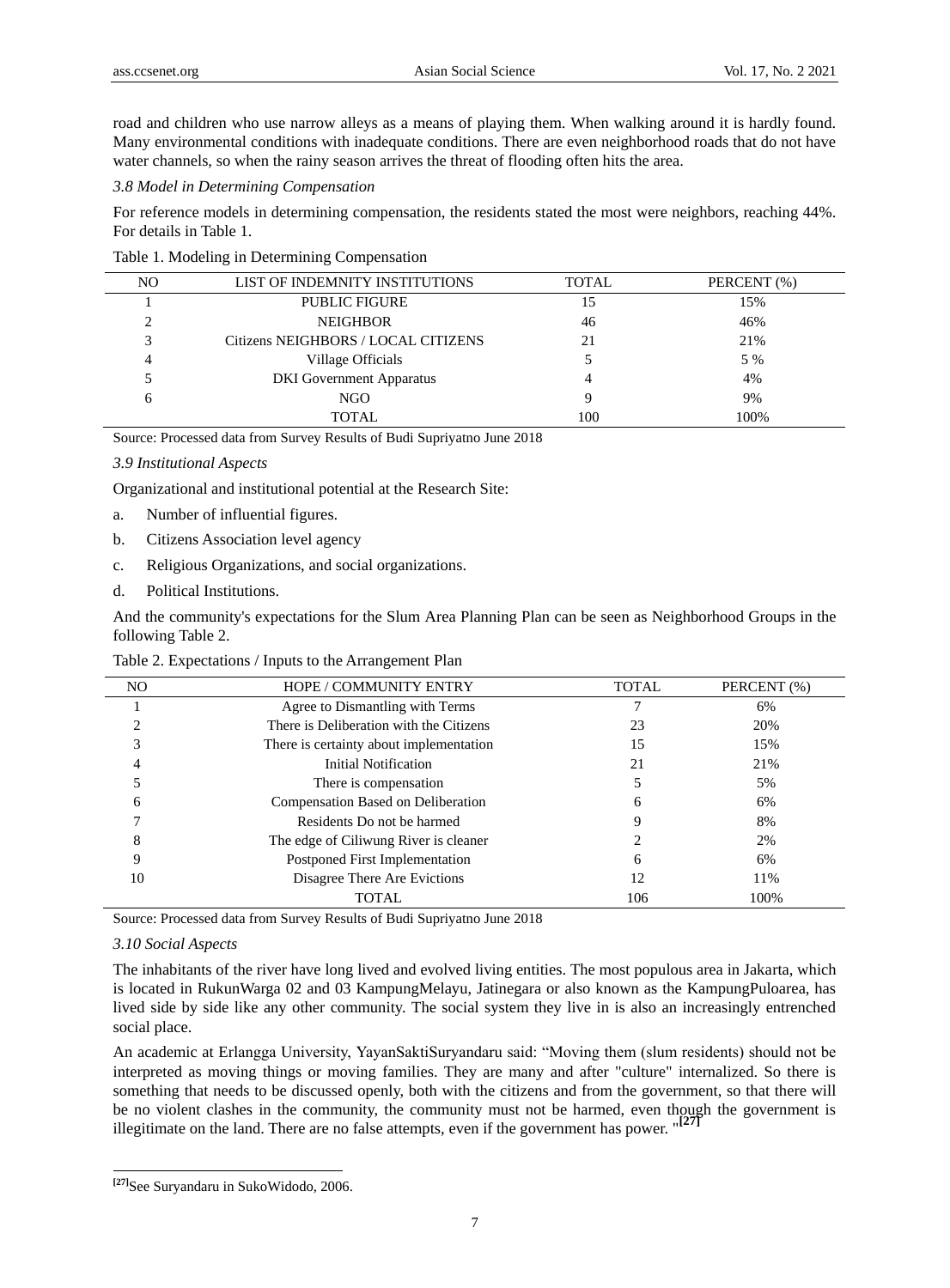road and children who use narrow alleys as a means of playing them. When walking around it is hardly found. Many environmental conditions with inadequate conditions. There are even neighborhood roads that do not have water channels, so when the rainy season arrives the threat of flooding often hits the area.

*3.8 Model in Determining Compensation*

For reference models in determining compensation, the residents stated the most were neighbors, reaching 44%. For details in Table 1.

Table 1. Modeling in Determining Compensation

| NO | LIST OF INDEMNITY INSTITUTIONS | TOTAL | PERCENT (%) |
|---|---|---|---|
| 1 | PUBLIC FIGURE | 15 | 15% |
| 2 | NEIGHBOR | 46 | 46% |
| 3 | Citizens NEIGHBORS / LOCAL CITIZENS | 21 | 21% |
| 4 | Village Officials | 5 | 5 % |
| 5 | DKI Government Apparatus | 4 | 4% |
| 6 | NGO | 9 | 9% |
| | TOTAL | 100 | 100% |

Source: Processed data from Survey Results of Budi Supriyatno June 2018

*3.9 Institutional Aspects*

Organizational and institutional potential at the Research Site:

a. Number of influential figures.

b. Citizens Association level agency

c. Religious Organizations, and social organizations.

d. Political Institutions.

And the community's expectations for the Slum Area Planning Plan can be seen as Neighborhood Groups in the following Table 2.

Table 2. Expectations / Inputs to the Arrangement Plan

| NO | HOPE / COMMUNITY ENTRY | TOTAL | PERCENT (%) |
|---|---|---|---|
| 1 | Agree to Dismantling with Terms | 7 | 6% |
| 2 | There is Deliberation with the Citizens | 23 | 20% |
| 3 | There is certainty about implementation | 15 | 15% |
| 4 | Initial Notification | 21 | 21% |
| 5 | There is compensation | 5 | 5% |
| 6 | Compensation Based on Deliberation | 6 | 6% |
| 7 | Residents Do not be harmed | 9 | 8% |
| 8 | The edge of Ciliwung River is cleaner | 2 | 2% |
| 9 | Postponed First Implementation | 6 | 6% |
| 10 | Disagree There Are Evictions | 12 | 11% |
| | TOTAL | 106 | 100% |

Source: Processed data from Survey Results of Budi Supriyatno June 2018

*3.10 Social Aspects*

The inhabitants of the river have long lived and evolved living entities. The most populous area in Jakarta, which is located in RukunWarga 02 and 03 KampungMelayu, Jatinegara or also known as the KampungPuloarea, has lived side by side like any other community. The social system they live in is also an increasingly entrenched social place.

An academic at Erlangga University, YayanSaktiSuryandaru said: "Moving them (slum residents) should not be interpreted as moving things or moving families. They are many and after "culture" internalized. So there is something that needs to be discussed openly, both with the citizens and from the government, so that there will be no violent clashes in the community, the community must not be harmed, even though the government is illegitimate on the land. There are no false attempts, even if the government has power. "[27]

[27]See Suryandaru in SukoWidodo, 2006.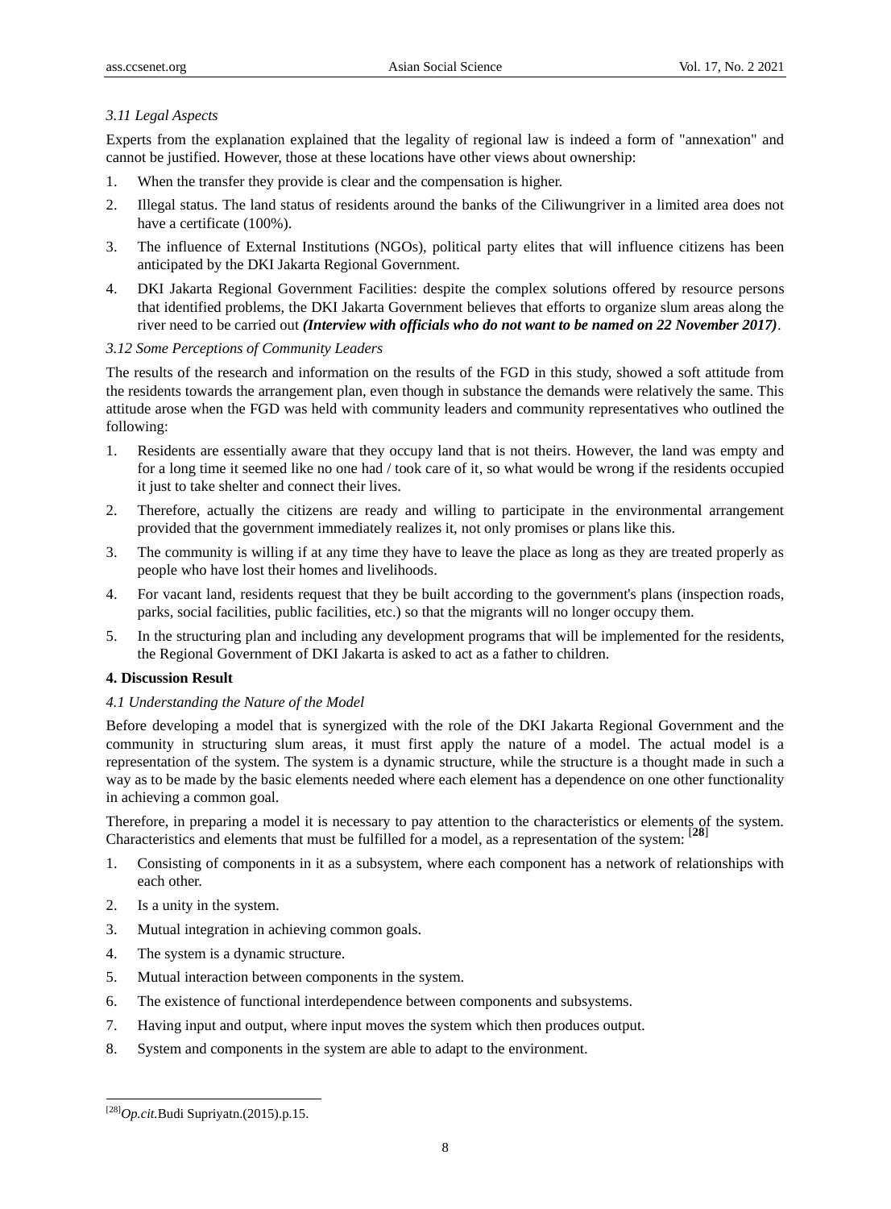### *3.11 Legal Aspects*

Experts from the explanation explained that the legality of regional law is indeed a form of "annexation" and cannot be justified. However, those at these locations have other views about ownership:

1. When the transfer they provide is clear and the compensation is higher.
2. Illegal status. The land status of residents around the banks of the Ciliwungriver in a limited area does not have a certificate (100%).
3. The influence of External Institutions (NGOs), political party elites that will influence citizens has been anticipated by the DKI Jakarta Regional Government.
4. DKI Jakarta Regional Government Facilities: despite the complex solutions offered by resource persons that identified problems, the DKI Jakarta Government believes that efforts to organize slum areas along the river need to be carried out ***(Interview with officials who do not want to be named on 22 November 2017)***.

### *3.12 Some Perceptions of Community Leaders*

The results of the research and information on the results of the FGD in this study, showed a soft attitude from the residents towards the arrangement plan, even though in substance the demands were relatively the same. This attitude arose when the FGD was held with community leaders and community representatives who outlined the following:

1. Residents are essentially aware that they occupy land that is not theirs. However, the land was empty and for a long time it seemed like no one had / took care of it, so what would be wrong if the residents occupied it just to take shelter and connect their lives.
2. Therefore, actually the citizens are ready and willing to participate in the environmental arrangement provided that the government immediately realizes it, not only promises or plans like this.
3. The community is willing if at any time they have to leave the place as long as they are treated properly as people who have lost their homes and livelihoods.
4. For vacant land, residents request that they be built according to the government's plans (inspection roads, parks, social facilities, public facilities, etc.) so that the migrants will no longer occupy them.
5. In the structuring plan and including any development programs that will be implemented for the residents, the Regional Government of DKI Jakarta is asked to act as a father to children.

## **4. Discussion Result**

### *4.1 Understanding the Nature of the Model*

Before developing a model that is synergized with the role of the DKI Jakarta Regional Government and the community in structuring slum areas, it must first apply the nature of a model. The actual model is a representation of the system. The system is a dynamic structure, while the structure is a thought made in such a way as to be made by the basic elements needed where each element has a dependence on one other functionality in achieving a common goal.

Therefore, in preparing a model it is necessary to pay attention to the characteristics or elements of the system. Characteristics and elements that must be fulfilled for a model, as a representation of the system: [**28**]

1. Consisting of components in it as a subsystem, where each component has a network of relationships with each other.
2. Is a unity in the system.
3. Mutual integration in achieving common goals.
4. The system is a dynamic structure.
5. Mutual interaction between components in the system.
6. The existence of functional interdependence between components and subsystems.
7. Having input and output, where input moves the system which then produces output.
8. System and components in the system are able to adapt to the environment.

---

[28]*Op.cit.*Budi Supriyatn.(2015).p.15.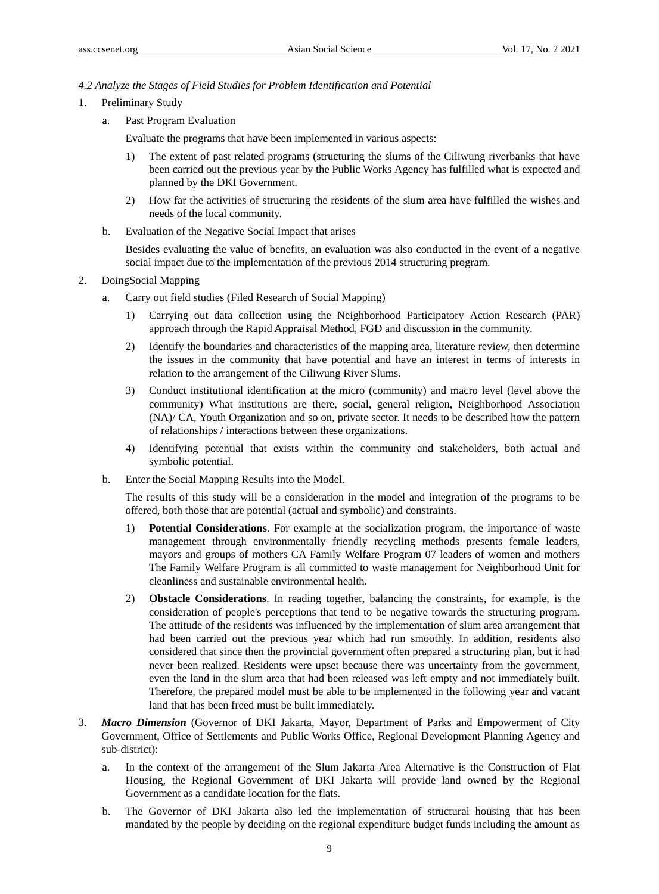*4.2 Analyze the Stages of Field Studies for Problem Identification and Potential*

1. Preliminary Study

   a. Past Program Evaluation

      Evaluate the programs that have been implemented in various aspects:

      1) The extent of past related programs (structuring the slums of the Ciliwung riverbanks that have been carried out the previous year by the Public Works Agency has fulfilled what is expected and planned by the DKI Government.

      2) How far the activities of structuring the residents of the slum area have fulfilled the wishes and needs of the local community.

   b. Evaluation of the Negative Social Impact that arises

      Besides evaluating the value of benefits, an evaluation was also conducted in the event of a negative social impact due to the implementation of the previous 2014 structuring program.

2. DoingSocial Mapping

   a. Carry out field studies (Filed Research of Social Mapping)

      1) Carrying out data collection using the Neighborhood Participatory Action Research (PAR) approach through the Rapid Appraisal Method, FGD and discussion in the community.

      2) Identify the boundaries and characteristics of the mapping area, literature review, then determine the issues in the community that have potential and have an interest in terms of interests in relation to the arrangement of the Ciliwung River Slums.

      3) Conduct institutional identification at the micro (community) and macro level (level above the community) What institutions are there, social, general religion, Neighborhood Association (NA)/ CA, Youth Organization and so on, private sector. It needs to be described how the pattern of relationships / interactions between these organizations.

      4) Identifying potential that exists within the community and stakeholders, both actual and symbolic potential.

   b. Enter the Social Mapping Results into the Model.

      The results of this study will be a consideration in the model and integration of the programs to be offered, both those that are potential (actual and symbolic) and constraints.

      1) **Potential Considerations**. For example at the socialization program, the importance of waste management through environmentally friendly recycling methods presents female leaders, mayors and groups of mothers CA Family Welfare Program 07 leaders of women and mothers The Family Welfare Program is all committed to waste management for Neighborhood Unit for cleanliness and sustainable environmental health.

      2) **Obstacle Considerations**. In reading together, balancing the constraints, for example, is the consideration of people's perceptions that tend to be negative towards the structuring program. The attitude of the residents was influenced by the implementation of slum area arrangement that had been carried out the previous year which had run smoothly. In addition, residents also considered that since then the provincial government often prepared a structuring plan, but it had never been realized. Residents were upset because there was uncertainty from the government, even the land in the slum area that had been released was left empty and not immediately built. Therefore, the prepared model must be able to be implemented in the following year and vacant land that has been freed must be built immediately.

3. ***Macro Dimension*** (Governor of DKI Jakarta, Mayor, Department of Parks and Empowerment of City Government, Office of Settlements and Public Works Office, Regional Development Planning Agency and sub-district):

   a. In the context of the arrangement of the Slum Jakarta Area Alternative is the Construction of Flat Housing, the Regional Government of DKI Jakarta will provide land owned by the Regional Government as a candidate location for the flats.

   b. The Governor of DKI Jakarta also led the implementation of structural housing that has been mandated by the people by deciding on the regional expenditure budget funds including the amount as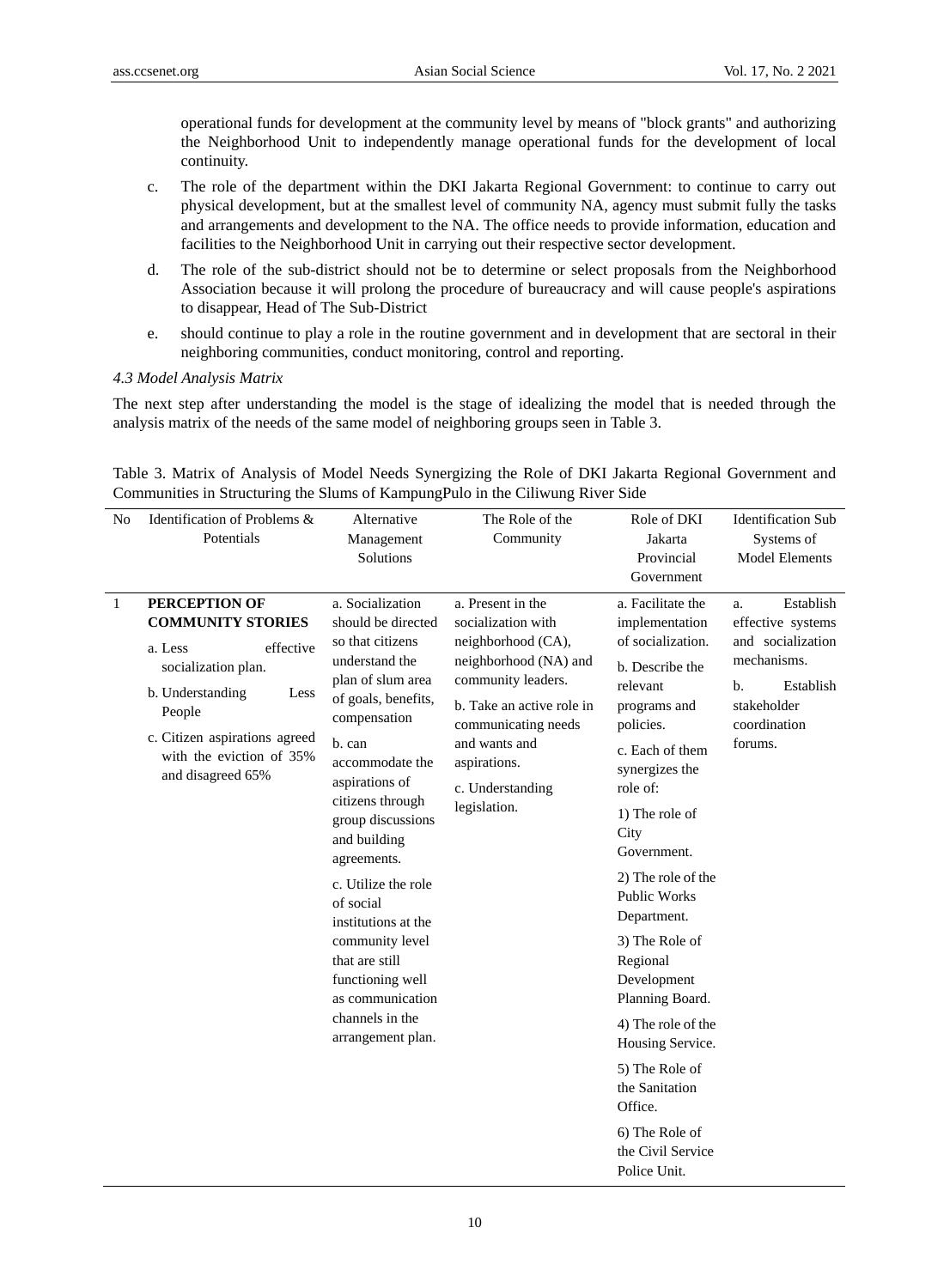operational funds for development at the community level by means of "block grants" and authorizing the Neighborhood Unit to independently manage operational funds for the development of local continuity.

c. The role of the department within the DKI Jakarta Regional Government: to continue to carry out physical development, but at the smallest level of community NA, agency must submit fully the tasks and arrangements and development to the NA. The office needs to provide information, education and facilities to the Neighborhood Unit in carrying out their respective sector development.

d. The role of the sub-district should not be to determine or select proposals from the Neighborhood Association because it will prolong the procedure of bureaucracy and will cause people's aspirations to disappear, Head of The Sub-District

e. should continue to play a role in the routine government and in development that are sectoral in their neighboring communities, conduct monitoring, control and reporting.

*4.3 Model Analysis Matrix*

The next step after understanding the model is the stage of idealizing the model that is needed through the analysis matrix of the needs of the same model of neighboring groups seen in Table 3.

Table 3. Matrix of Analysis of Model Needs Synergizing the Role of DKI Jakarta Regional Government and Communities in Structuring the Slums of KampungPulo in the Ciliwung River Side

| No | Identification of Problems & Potentials | Alternative Management Solutions | The Role of the Community | Role of DKI Jakarta Provincial Government | Identification Sub Systems of Model Elements |
|---|---|---|---|---|---|
| 1 | **PERCEPTION OF COMMUNITY STORIES**<br>a. Less effective socialization plan.<br>b. Understanding Less People<br>c. Citizen aspirations agreed with the eviction of 35% and disagreed 65% | a. Socialization should be directed so that citizens understand the plan of slum area of goals, benefits, compensation<br>b. can accommodate the aspirations of citizens through group discussions and building agreements.<br>c. Utilize the role of social institutions at the community level that are still functioning well as communication channels in the arrangement plan. | a. Present in the socialization with neighborhood (CA), neighborhood (NA) and community leaders.<br>b. Take an active role in communicating needs and wants and aspirations.<br>c. Understanding legislation. | a. Facilitate the implementation of socialization.<br>b. Describe the relevant programs and policies.<br>c. Each of them synergizes the role of:<br>1) The role of City Government.<br>2) The role of the Public Works Department.<br>3) The Role of Regional Development Planning Board.<br>4) The role of the Housing Service.<br>5) The Role of the Sanitation Office.<br>6) The Role of the Civil Service Police Unit. | a. Establish effective systems and socialization mechanisms.<br>b. Establish stakeholder coordination forums. |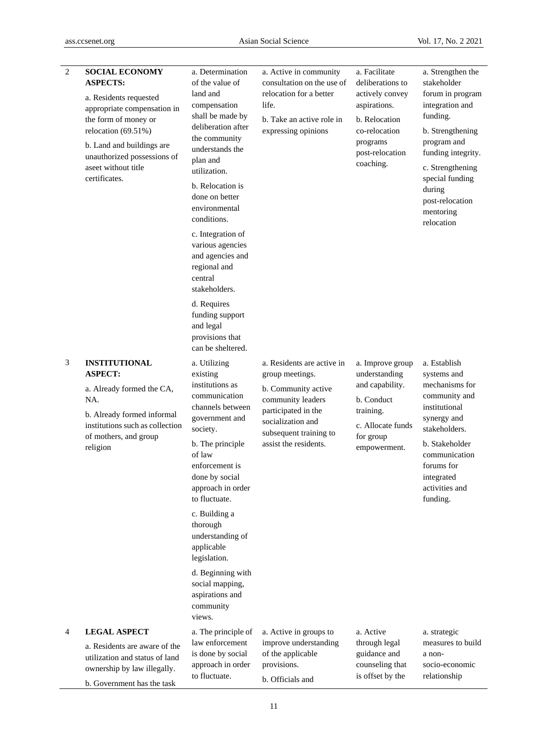| | | | | | |
|---|---|---|---|---|---|
| 2 | **SOCIAL ECONOMY ASPECTS:**<br>a. Residents requested appropriate compensation in the form of money or relocation (69.51%)<br>b. Land and buildings are unauthorized possessions of aseet without title certificates. | a. Determination of the value of land and compensation shall be made by deliberation after the community understands the plan and utilization.<br>b. Relocation is done on better environmental conditions.<br>c. Integration of various agencies and agencies and regional and central stakeholders.<br>d. Requires funding support and legal provisions that can be sheltered. | a. Active in community consultation on the use of relocation for a better life.<br>b. Take an active role in expressing opinions | a. Facilitate deliberations to actively convey aspirations.<br>b. Relocation co-relocation programs post-relocation coaching. | a. Strengthen the stakeholder forum in program integration and funding.<br>b. Strengthening program and funding integrity.<br>c. Strengthening special funding during post-relocation mentoring relocation |
| 3 | **INSTITUTIONAL ASPECT:**<br>a. Already formed the CA, NA.<br>b. Already formed informal institutions such as collection of mothers, and group religion | a. Utilizing existing institutions as communication channels between government and society.<br>b. The principle of law enforcement is done by social approach in order to fluctuate.<br>c. Building a thorough understanding of applicable legislation.<br>d. Beginning with social mapping, aspirations and community views. | a. Residents are active in group meetings.<br>b. Community active community leaders participated in the socialization and subsequent training to assist the residents. | a. Improve group understanding and capability.<br>b. Conduct training.<br>c. Allocate funds for group empowerment. | a. Establish systems and mechanisms for community and institutional synergy and stakeholders.<br>b. Stakeholder communication forums for integrated activities and funding. |
| 4 | **LEGAL ASPECT**<br>a. Residents are aware of the utilization and status of land ownership by law illegally.<br>b. Government has the task | a. The principle of law enforcement is done by social approach in order to fluctuate. | a. Active in groups to improve understanding of the applicable provisions.<br>b. Officials and | a. Active through legal guidance and counseling that is offset by the | a. strategic measures to build a non-socio-economic relationship |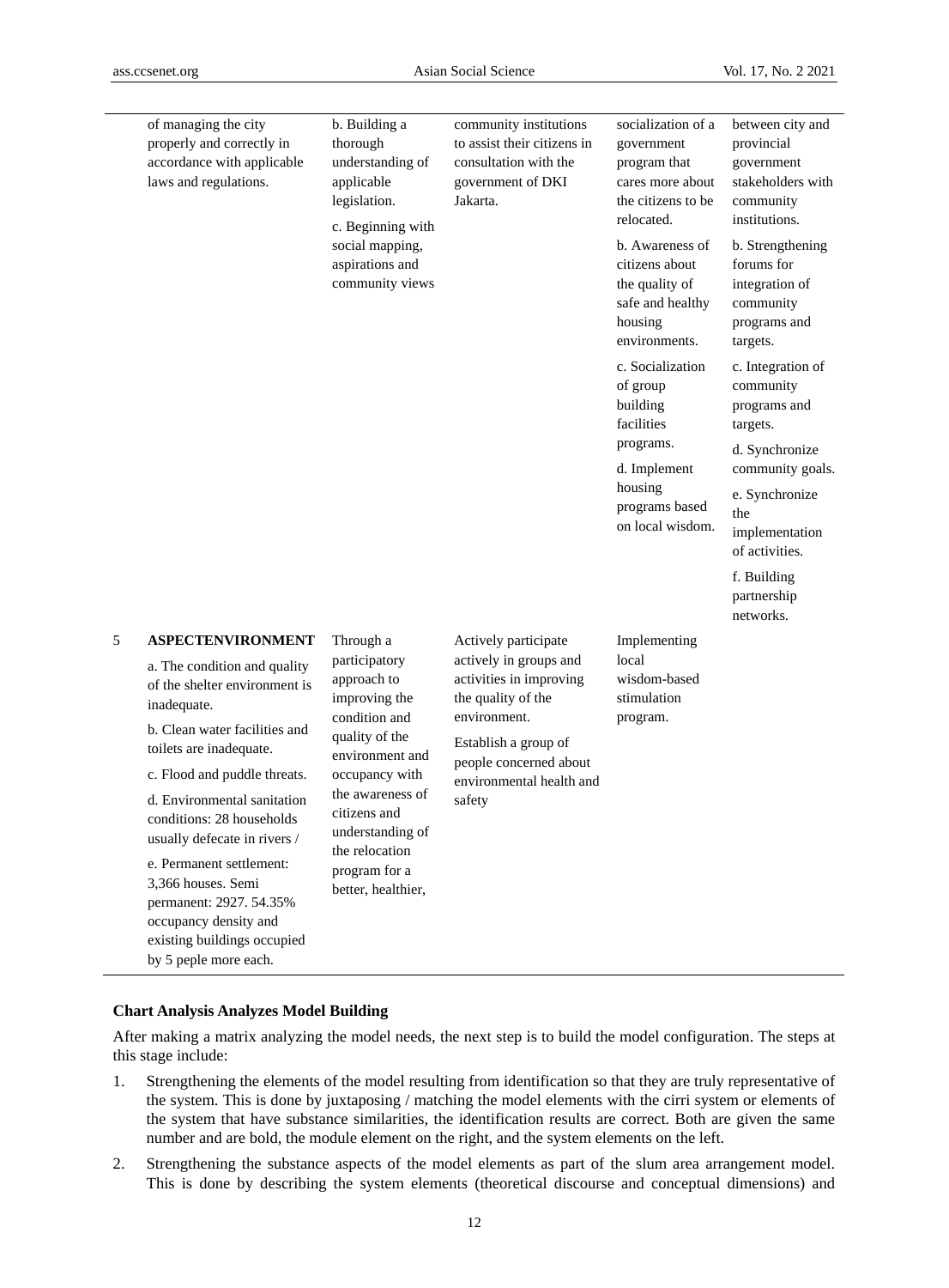| | | | | | |
|---|---|---|---|---|---|
| | of managing the city properly and correctly in accordance with applicable laws and regulations. | b. Building a thorough understanding of applicable legislation.<br>c. Beginning with social mapping, aspirations and community views | community institutions to assist their citizens in consultation with the government of DKI Jakarta. | socialization of a government program that cares more about the citizens to be relocated.<br>b. Awareness of citizens about the quality of safe and healthy housing environments.<br>c. Socialization of group building facilities programs.<br>d. Implement housing programs based on local wisdom. | between city and provincial government stakeholders with community institutions.<br>b. Strengthening forums for integration of community programs and targets.<br>c. Integration of community programs and targets.<br>d. Synchronize community goals.<br>e. Synchronize the implementation of activities.<br>f. Building partnership networks. |
| 5 | **ASPECTENVIRONMENT**<br>a. The condition and quality of the shelter environment is inadequate.<br>b. Clean water facilities and toilets are inadequate.<br>c. Flood and puddle threats.<br>d. Environmental sanitation conditions: 28 households usually defecate in rivers /<br>e. Permanent settlement: 3,366 houses. Semi permanent: 2927. 54.35% occupancy density and existing buildings occupied by 5 peple more each. | Through a participatory approach to improving the condition and quality of the environment and occupancy with the awareness of citizens and understanding of the relocation program for a better, healthier, | Actively participate actively in groups and activities in improving the quality of the environment.<br>Establish a group of people concerned about environmental health and safety | Implementing local wisdom-based stimulation program. | |

**Chart Analysis Analyzes Model Building**

After making a matrix analyzing the model needs, the next step is to build the model configuration. The steps at this stage include:

1. Strengthening the elements of the model resulting from identification so that they are truly representative of the system. This is done by juxtaposing / matching the model elements with the cirri system or elements of the system that have substance similarities, the identification results are correct. Both are given the same number and are bold, the module element on the right, and the system elements on the left.
2. Strengthening the substance aspects of the model elements as part of the slum area arrangement model. This is done by describing the system elements (theoretical discourse and conceptual dimensions) and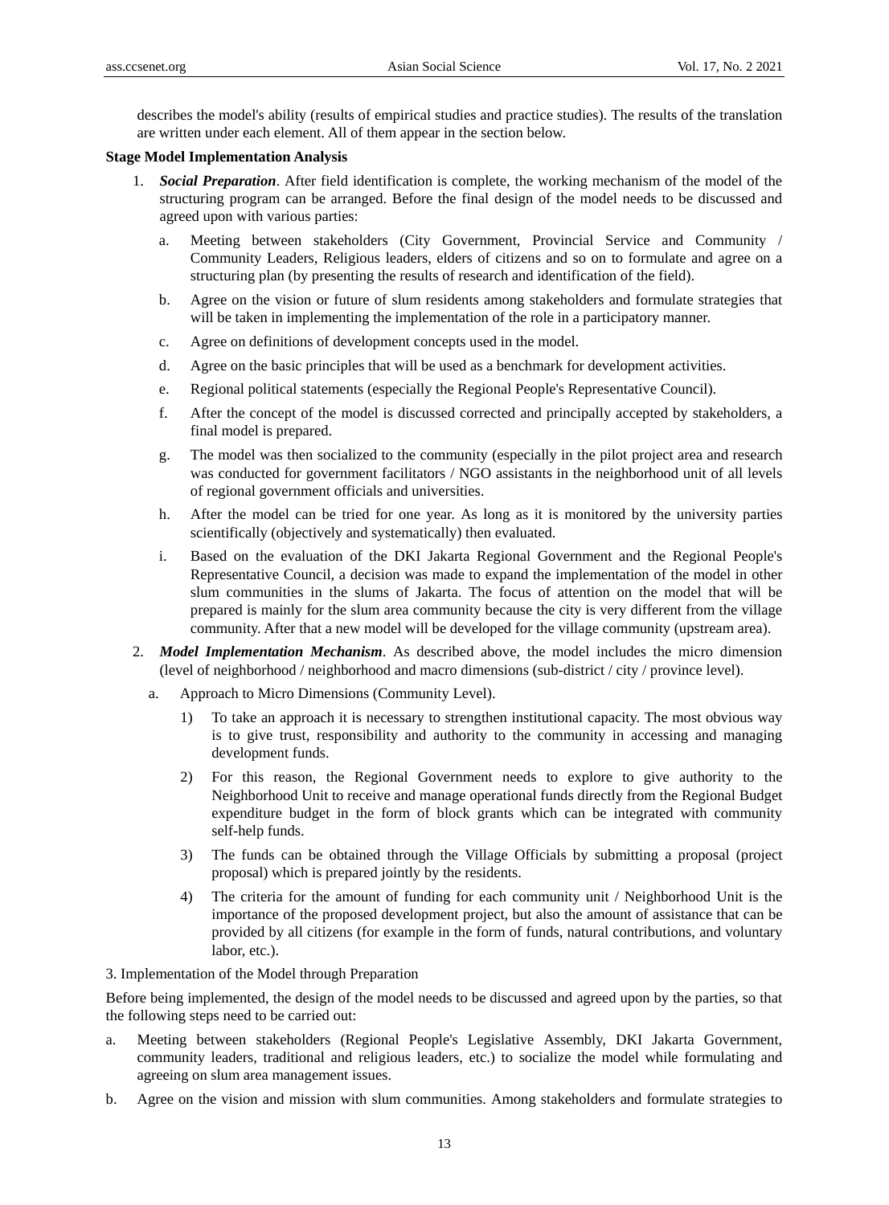describes the model's ability (results of empirical studies and practice studies). The results of the translation are written under each element. All of them appear in the section below.

**Stage Model Implementation Analysis**

1. ***Social Preparation***. After field identification is complete, the working mechanism of the model of the structuring program can be arranged. Before the final design of the model needs to be discussed and agreed upon with various parties:

   a. Meeting between stakeholders (City Government, Provincial Service and Community / Community Leaders, Religious leaders, elders of citizens and so on to formulate and agree on a structuring plan (by presenting the results of research and identification of the field).

   b. Agree on the vision or future of slum residents among stakeholders and formulate strategies that will be taken in implementing the implementation of the role in a participatory manner.

   c. Agree on definitions of development concepts used in the model.

   d. Agree on the basic principles that will be used as a benchmark for development activities.

   e. Regional political statements (especially the Regional People's Representative Council).

   f. After the concept of the model is discussed corrected and principally accepted by stakeholders, a final model is prepared.

   g. The model was then socialized to the community (especially in the pilot project area and research was conducted for government facilitators / NGO assistants in the neighborhood unit of all levels of regional government officials and universities.

   h. After the model can be tried for one year. As long as it is monitored by the university parties scientifically (objectively and systematically) then evaluated.

   i. Based on the evaluation of the DKI Jakarta Regional Government and the Regional People's Representative Council, a decision was made to expand the implementation of the model in other slum communities in the slums of Jakarta. The focus of attention on the model that will be prepared is mainly for the slum area community because the city is very different from the village community. After that a new model will be developed for the village community (upstream area).

2. ***Model Implementation Mechanism***. As described above, the model includes the micro dimension (level of neighborhood / neighborhood and macro dimensions (sub-district / city / province level).

   a. Approach to Micro Dimensions (Community Level).

      1) To take an approach it is necessary to strengthen institutional capacity. The most obvious way is to give trust, responsibility and authority to the community in accessing and managing development funds.

      2) For this reason, the Regional Government needs to explore to give authority to the Neighborhood Unit to receive and manage operational funds directly from the Regional Budget expenditure budget in the form of block grants which can be integrated with community self-help funds.

      3) The funds can be obtained through the Village Officials by submitting a proposal (project proposal) which is prepared jointly by the residents.

      4) The criteria for the amount of funding for each community unit / Neighborhood Unit is the importance of the proposed development project, but also the amount of assistance that can be provided by all citizens (for example in the form of funds, natural contributions, and voluntary labor, etc.).

3. Implementation of the Model through Preparation

Before being implemented, the design of the model needs to be discussed and agreed upon by the parties, so that the following steps need to be carried out:

a. Meeting between stakeholders (Regional People's Legislative Assembly, DKI Jakarta Government, community leaders, traditional and religious leaders, etc.) to socialize the model while formulating and agreeing on slum area management issues.

b. Agree on the vision and mission with slum communities. Among stakeholders and formulate strategies to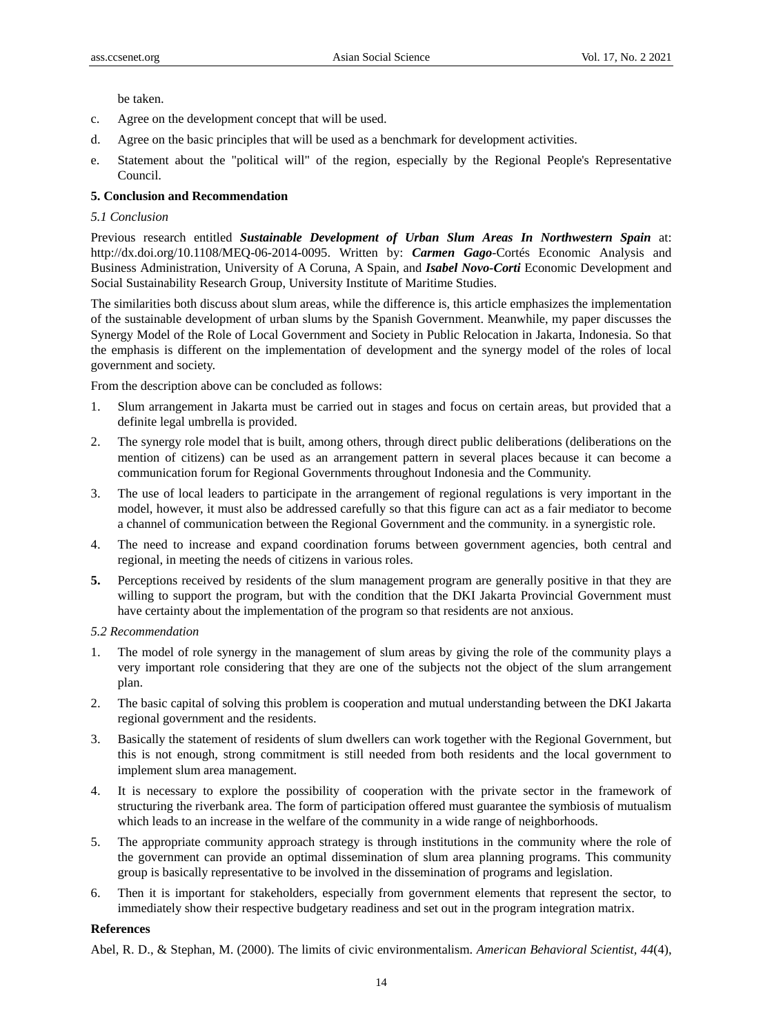be taken.

c. Agree on the development concept that will be used.

d. Agree on the basic principles that will be used as a benchmark for development activities.

e. Statement about the "political will" of the region, especially by the Regional People's Representative Council.

## 5. Conclusion and Recommendation

### *5.1 Conclusion*

Previous research entitled ***Sustainable Development of Urban Slum Areas In Northwestern Spain*** at: http://dx.doi.org/10.1108/MEQ-06-2014-0095. Written by: ***Carmen Gago***-Cortés Economic Analysis and Business Administration, University of A Coruna, A Spain, and ***Isabel Novo-Corti*** Economic Development and Social Sustainability Research Group, University Institute of Maritime Studies.

The similarities both discuss about slum areas, while the difference is, this article emphasizes the implementation of the sustainable development of urban slums by the Spanish Government. Meanwhile, my paper discusses the Synergy Model of the Role of Local Government and Society in Public Relocation in Jakarta, Indonesia. So that the emphasis is different on the implementation of development and the synergy model of the roles of local government and society.

From the description above can be concluded as follows:

1. Slum arrangement in Jakarta must be carried out in stages and focus on certain areas, but provided that a definite legal umbrella is provided.
2. The synergy role model that is built, among others, through direct public deliberations (deliberations on the mention of citizens) can be used as an arrangement pattern in several places because it can become a communication forum for Regional Governments throughout Indonesia and the Community.
3. The use of local leaders to participate in the arrangement of regional regulations is very important in the model, however, it must also be addressed carefully so that this figure can act as a fair mediator to become a channel of communication between the Regional Government and the community. in a synergistic role.
4. The need to increase and expand coordination forums between government agencies, both central and regional, in meeting the needs of citizens in various roles.
5. Perceptions received by residents of the slum management program are generally positive in that they are willing to support the program, but with the condition that the DKI Jakarta Provincial Government must have certainty about the implementation of the program so that residents are not anxious.

### *5.2 Recommendation*

1. The model of role synergy in the management of slum areas by giving the role of the community plays a very important role considering that they are one of the subjects not the object of the slum arrangement plan.
2. The basic capital of solving this problem is cooperation and mutual understanding between the DKI Jakarta regional government and the residents.
3. Basically the statement of residents of slum dwellers can work together with the Regional Government, but this is not enough, strong commitment is still needed from both residents and the local government to implement slum area management.
4. It is necessary to explore the possibility of cooperation with the private sector in the framework of structuring the riverbank area. The form of participation offered must guarantee the symbiosis of mutualism which leads to an increase in the welfare of the community in a wide range of neighborhoods.
5. The appropriate community approach strategy is through institutions in the community where the role of the government can provide an optimal dissemination of slum area planning programs. This community group is basically representative to be involved in the dissemination of programs and legislation.
6. Then it is important for stakeholders, especially from government elements that represent the sector, to immediately show their respective budgetary readiness and set out in the program integration matrix.

## References

Abel, R. D., & Stephan, M. (2000). The limits of civic environmentalism. *American Behavioral Scientist, 44*(4),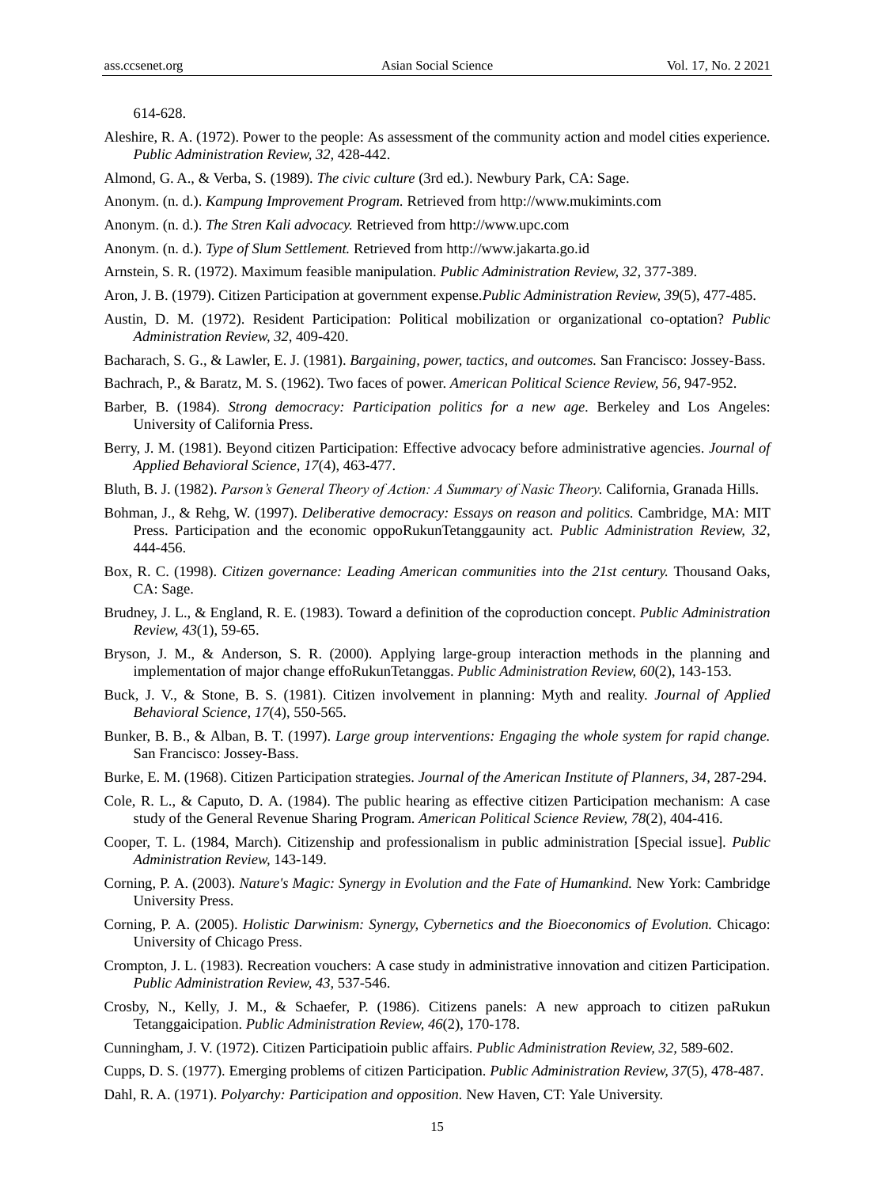614-628.

Aleshire, R. A. (1972). Power to the people: As assessment of the community action and model cities experience. *Public Administration Review, 32,* 428-442.

Almond, G. A., & Verba, S. (1989). *The civic culture* (3rd ed.). Newbury Park, CA: Sage.

Anonym. (n. d.). *Kampung Improvement Program.* Retrieved from http://www.mukimints.com

Anonym. (n. d.). *The Stren Kali advocacy.* Retrieved from http://www.upc.com

Anonym. (n. d.). *Type of Slum Settlement.* Retrieved from http://www.jakarta.go.id

Arnstein, S. R. (1972). Maximum feasible manipulation. *Public Administration Review, 32*, 377-389.

Aron, J. B. (1979). Citizen Participation at government expense.*Public Administration Review, 39*(5), 477-485.

Austin, D. M. (1972). Resident Participation: Political mobilization or organizational co-optation? *Public Administration Review, 32*, 409-420.

Bacharach, S. G., & Lawler, E. J. (1981). *Bargaining, power, tactics, and outcomes.* San Francisco: Jossey-Bass.

Bachrach, P., & Baratz, M. S. (1962). Two faces of power. *American Political Science Review, 56*, 947-952.

Barber, B. (1984). *Strong democracy: Participation politics for a new age*. Berkeley and Los Angeles: University of California Press.

Berry, J. M. (1981). Beyond citizen Participation: Effective advocacy before administrative agencies. *Journal of Applied Behavioral Science, 17*(4), 463-477.

Bluth, B. J. (1982). *Parson's General Theory of Action: A Summary of Nasic Theory.* California, Granada Hills.

Bohman, J., & Rehg, W. (1997). *Deliberative democracy: Essays on reason and politics.* Cambridge, MA: MIT Press. Participation and the economic oppoRukunTetanggaunity act. *Public Administration Review, 32*, 444-456.

Box, R. C. (1998). *Citizen governance: Leading American communities into the 21st century.* Thousand Oaks, CA: Sage.

Brudney, J. L., & England, R. E. (1983). Toward a definition of the coproduction concept. *Public Administration Review, 43*(1), 59-65.

Bryson, J. M., & Anderson, S. R. (2000). Applying large-group interaction methods in the planning and implementation of major change effoRukunTetanggas. *Public Administration Review, 60*(2), 143-153.

Buck, J. V., & Stone, B. S. (1981). Citizen involvement in planning: Myth and reality. *Journal of Applied Behavioral Science, 17*(4), 550-565.

Bunker, B. B., & Alban, B. T. (1997). *Large group interventions: Engaging the whole system for rapid change.* San Francisco: Jossey-Bass.

Burke, E. M. (1968). Citizen Participation strategies. *Journal of the American Institute of Planners, 34,* 287-294.

Cole, R. L., & Caputo, D. A. (1984). The public hearing as effective citizen Participation mechanism: A case study of the General Revenue Sharing Program. *American Political Science Review, 78*(2), 404-416.

Cooper, T. L. (1984, March). Citizenship and professionalism in public administration [Special issue]. *Public Administration Review*, 143-149.

Corning, P. A. (2003). *Nature's Magic: Synergy in Evolution and the Fate of Humankind.* New York: Cambridge University Press.

Corning, P. A. (2005). *Holistic Darwinism: Synergy, Cybernetics and the Bioeconomics of Evolution.* Chicago: University of Chicago Press.

Crompton, J. L. (1983). Recreation vouchers: A case study in administrative innovation and citizen Participation. *Public Administration Review, 43,* 537-546.

Crosby, N., Kelly, J. M., & Schaefer, P. (1986). Citizens panels: A new approach to citizen paRukun Tetanggaicipation. *Public Administration Review, 46*(2), 170-178.

Cunningham, J. V. (1972). Citizen Participatioin public affairs. *Public Administration Review, 32,* 589-602.

Cupps, D. S. (1977). Emerging problems of citizen Participation. *Public Administration Review, 37*(5), 478-487.

Dahl, R. A. (1971). *Polyarchy: Participation and opposition.* New Haven, CT: Yale University.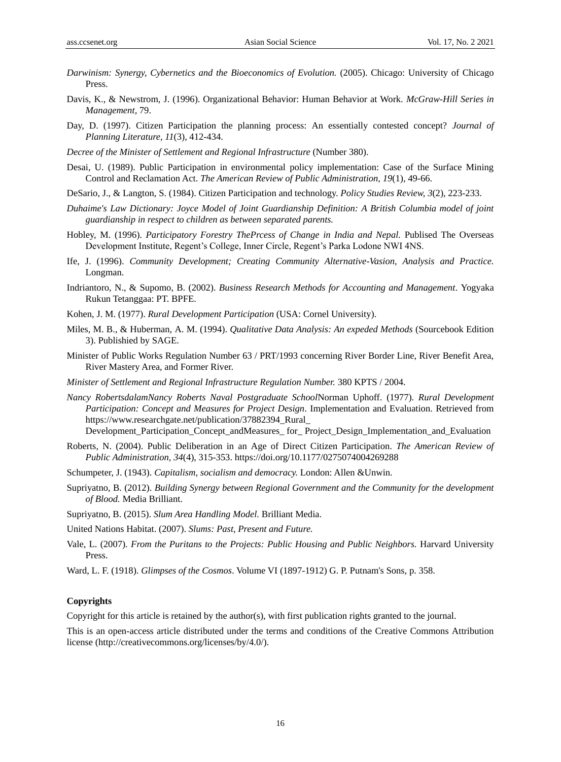*Darwinism: Synergy, Cybernetics and the Bioeconomics of Evolution.* (2005). Chicago: University of Chicago Press.

Davis, K., & Newstrom, J. (1996). Organizational Behavior: Human Behavior at Work. *McGraw-Hill Series in Management*, 79.

Day, D. (1997). Citizen Participation the planning process: An essentially contested concept? *Journal of Planning Literature, 11*(3), 412-434.

*Decree of the Minister of Settlement and Regional Infrastructure* (Number 380).

Desai, U. (1989). Public Participation in environmental policy implementation: Case of the Surface Mining Control and Reclamation Act. *The American Review of Public Administration, 19*(1), 49-66.

DeSario, J., & Langton, S. (1984). Citizen Participation and technology. *Policy Studies Review, 3*(2), 223-233.

*Duhaime's Law Dictionary: Joyce Model of Joint Guardianship Definition: A British Columbia model of joint guardianship in respect to children as between separated parents.*

Hobley, M. (1996). *Participatory Forestry ThePrcess of Change in India and Nepal.* Publised The Overseas Development Institute, Regent's College, Inner Circle, Regent's Parka Lodone NWI 4NS.

Ife, J. (1996). *Community Development; Creating Community Alternative-Vasion, Analysis and Practice.* Longman.

Indriantoro, N., & Supomo, B. (2002). *Business Research Methods for Accounting and Management*. Yogyaka Rukun Tetanggaa: PT. BPFE.

Kohen, J. M. (1977). *Rural Development Participation* (USA: Cornel University).

Miles, M. B., & Huberman, A. M. (1994). *Qualitative Data Analysis: An expeded Methods* (Sourcebook Edition 3). Publishied by SAGE.

Minister of Public Works Regulation Number 63 / PRT/1993 concerning River Border Line, River Benefit Area, River Mastery Area, and Former River.

*Minister of Settlement and Regional Infrastructure Regulation Number.* 380 KPTS / 2004.

*Nancy RobertsdalamNancy Roberts Naval Postgraduate School*Norman Uphoff. (1977). *Rural Development Participation: Concept and Measures for Project Design*. Implementation and Evaluation. Retrieved from https://www.researchgate.net/publication/37882394_Rural_Development_Participation_Concept_andMeasures_ for_ Project_Design_Implementation_and_Evaluation

Roberts, N. (2004). Public Deliberation in an Age of Direct Citizen Participation. *The American Review of Public Administration, 34*(4), 315-353. https://doi.org/10.1177/0275074004269288

Schumpeter, J. (1943). *Capitalism, socialism and democracy.* London: Allen &Unwin.

Supriyatno, B. (2012). *Building Synergy between Regional Government and the Community for the development of Blood.* Media Brilliant.

Supriyatno, B. (2015). *Slum Area Handling Model.* Brilliant Media.

United Nations Habitat. (2007). *Slums: Past, Present and Future.*

Vale, L. (2007). *From the Puritans to the Projects: Public Housing and Public Neighbors.* Harvard University Press.

Ward, L. F. (1918). *Glimpses of the Cosmos*. Volume VI (1897-1912) G. P. Putnam's Sons, p. 358.

**Copyrights**

Copyright for this article is retained by the author(s), with first publication rights granted to the journal.

This is an open-access article distributed under the terms and conditions of the Creative Commons Attribution license (http://creativecommons.org/licenses/by/4.0/).